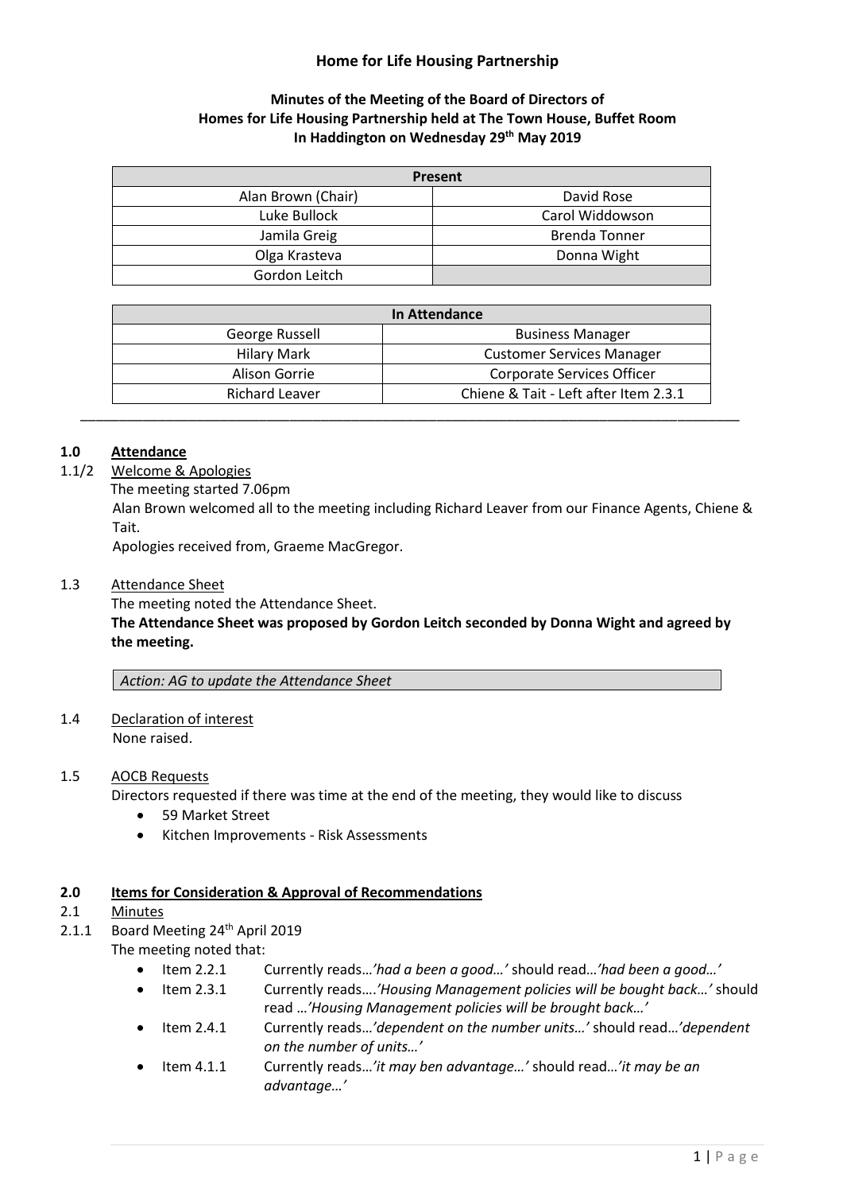# Home for Life Housing Partnership

**Minutes of the Meeting of the Board of Directors of Homes for Life Housing Partnership held at The Town House, Buffet Room In Haddington on Wednesday 29th May 2019**

| Present | |
|---|---|
| Alan Brown (Chair) | David Rose |
| Luke Bullock | Carol Widdowson |
| Jamila Greig | Brenda Tonner |
| Olga Krasteva | Donna Wight |
| Gordon Leitch | |

| In Attendance | |
|---|---|
| George Russell | Business Manager |
| Hilary Mark | Customer Services Manager |
| Alison Gorrie | Corporate Services Officer |
| Richard Leaver | Chiene & Tait - Left after Item 2.3.1 |

---

## 1.0 Attendance

### 1.1/2 Welcome & Apologies

The meeting started 7.06pm

Alan Brown welcomed all to the meeting including Richard Leaver from our Finance Agents, Chiene & Tait.

Apologies received from, Graeme MacGregor.

### 1.3 Attendance Sheet

The meeting noted the Attendance Sheet.

**The Attendance Sheet was proposed by Gordon Leitch seconded by Donna Wight and agreed by the meeting.**

*Action: AG to update the Attendance Sheet*

### 1.4 Declaration of interest

None raised.

### 1.5 AOCB Requests

Directors requested if there was time at the end of the meeting, they would like to discuss

- 59 Market Street
- Kitchen Improvements - Risk Assessments

## 2.0 Items for Consideration & Approval of Recommendations

### 2.1 Minutes

### 2.1.1 Board Meeting 24th April 2019

The meeting noted that:

- Item 2.2.1 Currently reads…*'had a been a good…'* should read…*'had been a good…'*
- Item 2.3.1 Currently reads….*'Housing Management policies will be bought back…'* should read …*'Housing Management policies will be brought back…'*
- Item 2.4.1 Currently reads…*'dependent on the number units…'* should read…*'dependent on the number of units…'*
- Item 4.1.1 Currently reads…*'it may ben advantage…'* should read…*'it may be an advantage…'*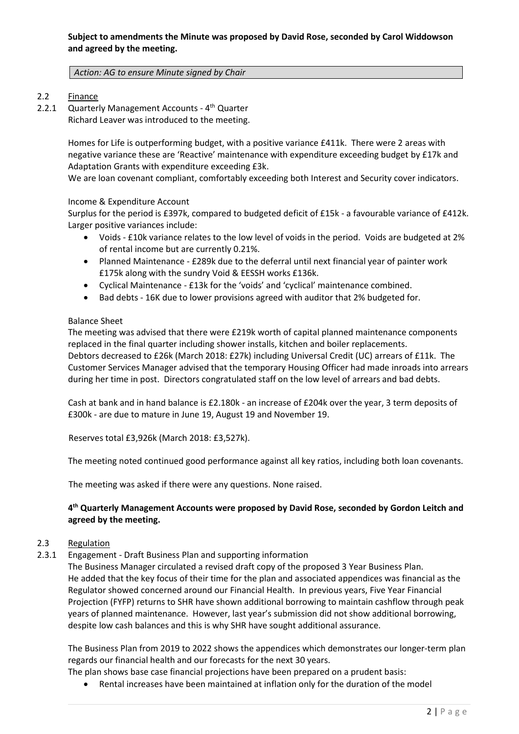**Subject to amendments the Minute was proposed by David Rose, seconded by Carol Widdowson and agreed by the meeting.**

*Action: AG to ensure Minute signed by Chair*

2.2 Finance

2.2.1 Quarterly Management Accounts - 4th Quarter

Richard Leaver was introduced to the meeting.

Homes for Life is outperforming budget, with a positive variance £411k. There were 2 areas with negative variance these are 'Reactive' maintenance with expenditure exceeding budget by £17k and Adaptation Grants with expenditure exceeding £3k.

We are loan covenant compliant, comfortably exceeding both Interest and Security cover indicators.

Income & Expenditure Account

Surplus for the period is £397k, compared to budgeted deficit of £15k - a favourable variance of £412k. Larger positive variances include:

- Voids - £10k variance relates to the low level of voids in the period. Voids are budgeted at 2% of rental income but are currently 0.21%.
- Planned Maintenance - £289k due to the deferral until next financial year of painter work £175k along with the sundry Void & EESSH works £136k.
- Cyclical Maintenance - £13k for the 'voids' and 'cyclical' maintenance combined.
- Bad debts - 16K due to lower provisions agreed with auditor that 2% budgeted for.

Balance Sheet

The meeting was advised that there were £219k worth of capital planned maintenance components replaced in the final quarter including shower installs, kitchen and boiler replacements.

Debtors decreased to £26k (March 2018: £27k) including Universal Credit (UC) arrears of £11k. The Customer Services Manager advised that the temporary Housing Officer had made inroads into arrears during her time in post. Directors congratulated staff on the low level of arrears and bad debts.

Cash at bank and in hand balance is £2.180k - an increase of £204k over the year, 3 term deposits of £300k - are due to mature in June 19, August 19 and November 19.

Reserves total £3,926k (March 2018: £3,527k).

The meeting noted continued good performance against all key ratios, including both loan covenants.

The meeting was asked if there were any questions. None raised.

**4th Quarterly Management Accounts were proposed by David Rose, seconded by Gordon Leitch and agreed by the meeting.**

2.3 Regulation

2.3.1 Engagement - Draft Business Plan and supporting information

The Business Manager circulated a revised draft copy of the proposed 3 Year Business Plan. He added that the key focus of their time for the plan and associated appendices was financial as the Regulator showed concerned around our Financial Health. In previous years, Five Year Financial Projection (FYFP) returns to SHR have shown additional borrowing to maintain cashflow through peak years of planned maintenance. However, last year's submission did not show additional borrowing, despite low cash balances and this is why SHR have sought additional assurance.

The Business Plan from 2019 to 2022 shows the appendices which demonstrates our longer-term plan regards our financial health and our forecasts for the next 30 years.

The plan shows base case financial projections have been prepared on a prudent basis:

- Rental increases have been maintained at inflation only for the duration of the model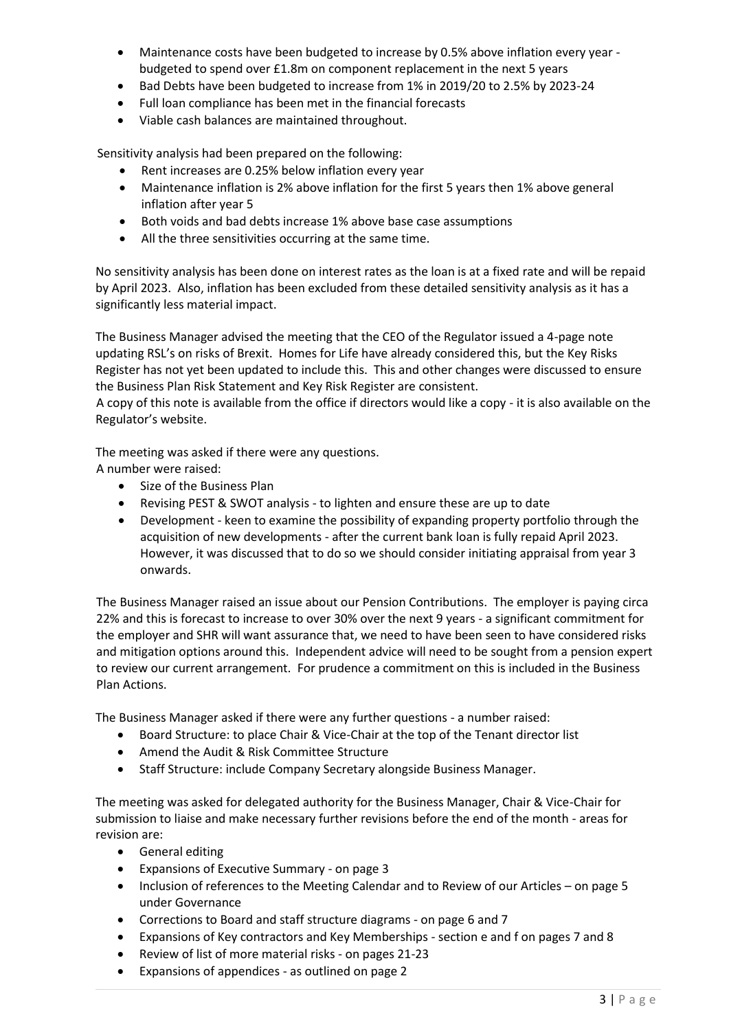- Maintenance costs have been budgeted to increase by 0.5% above inflation every year - budgeted to spend over £1.8m on component replacement in the next 5 years
- Bad Debts have been budgeted to increase from 1% in 2019/20 to 2.5% by 2023-24
- Full loan compliance has been met in the financial forecasts
- Viable cash balances are maintained throughout.

Sensitivity analysis had been prepared on the following:

- Rent increases are 0.25% below inflation every year
- Maintenance inflation is 2% above inflation for the first 5 years then 1% above general inflation after year 5
- Both voids and bad debts increase 1% above base case assumptions
- All the three sensitivities occurring at the same time.

No sensitivity analysis has been done on interest rates as the loan is at a fixed rate and will be repaid by April 2023. Also, inflation has been excluded from these detailed sensitivity analysis as it has a significantly less material impact.

The Business Manager advised the meeting that the CEO of the Regulator issued a 4-page note updating RSL's on risks of Brexit. Homes for Life have already considered this, but the Key Risks Register has not yet been updated to include this. This and other changes were discussed to ensure the Business Plan Risk Statement and Key Risk Register are consistent.
A copy of this note is available from the office if directors would like a copy - it is also available on the Regulator's website.

The meeting was asked if there were any questions.
A number were raised:

- Size of the Business Plan
- Revising PEST & SWOT analysis - to lighten and ensure these are up to date
- Development - keen to examine the possibility of expanding property portfolio through the acquisition of new developments - after the current bank loan is fully repaid April 2023. However, it was discussed that to do so we should consider initiating appraisal from year 3 onwards.

The Business Manager raised an issue about our Pension Contributions. The employer is paying circa 22% and this is forecast to increase to over 30% over the next 9 years - a significant commitment for the employer and SHR will want assurance that, we need to have been seen to have considered risks and mitigation options around this. Independent advice will need to be sought from a pension expert to review our current arrangement. For prudence a commitment on this is included in the Business Plan Actions.

The Business Manager asked if there were any further questions - a number raised:

- Board Structure: to place Chair & Vice-Chair at the top of the Tenant director list
- Amend the Audit & Risk Committee Structure
- Staff Structure: include Company Secretary alongside Business Manager.

The meeting was asked for delegated authority for the Business Manager, Chair & Vice-Chair for submission to liaise and make necessary further revisions before the end of the month - areas for revision are:

- General editing
- Expansions of Executive Summary - on page 3
- Inclusion of references to the Meeting Calendar and to Review of our Articles – on page 5 under Governance
- Corrections to Board and staff structure diagrams - on page 6 and 7
- Expansions of Key contractors and Key Memberships - section e and f on pages 7 and 8
- Review of list of more material risks - on pages 21-23
- Expansions of appendices - as outlined on page 2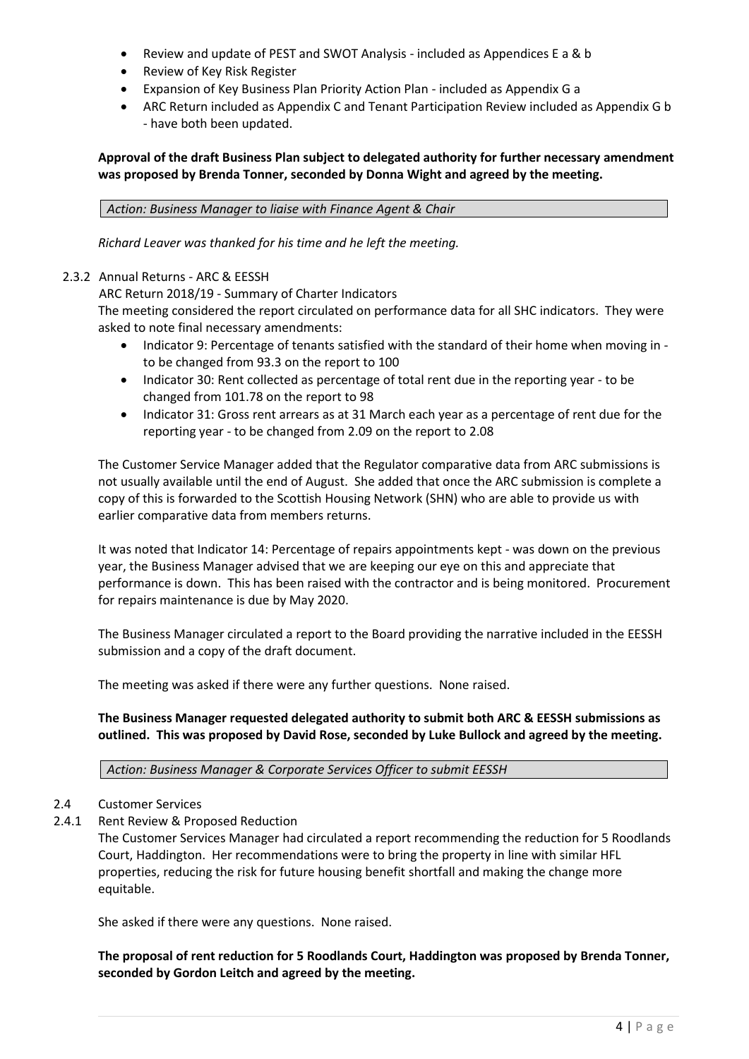- Review and update of PEST and SWOT Analysis - included as Appendices E a & b
- Review of Key Risk Register
- Expansion of Key Business Plan Priority Action Plan - included as Appendix G a
- ARC Return included as Appendix C and Tenant Participation Review included as Appendix G b - have both been updated.

**Approval of the draft Business Plan subject to delegated authority for further necessary amendment was proposed by Brenda Tonner, seconded by Donna Wight and agreed by the meeting.**

| *Action: Business Manager to liaise with Finance Agent & Chair* |
|---|

*Richard Leaver was thanked for his time and he left the meeting.*

2.3.2 Annual Returns - ARC & EESSH

ARC Return 2018/19 - Summary of Charter Indicators

The meeting considered the report circulated on performance data for all SHC indicators. They were asked to note final necessary amendments:

- Indicator 9: Percentage of tenants satisfied with the standard of their home when moving in - to be changed from 93.3 on the report to 100
- Indicator 30: Rent collected as percentage of total rent due in the reporting year - to be changed from 101.78 on the report to 98
- Indicator 31: Gross rent arrears as at 31 March each year as a percentage of rent due for the reporting year - to be changed from 2.09 on the report to 2.08

The Customer Service Manager added that the Regulator comparative data from ARC submissions is not usually available until the end of August. She added that once the ARC submission is complete a copy of this is forwarded to the Scottish Housing Network (SHN) who are able to provide us with earlier comparative data from members returns.

It was noted that Indicator 14: Percentage of repairs appointments kept - was down on the previous year, the Business Manager advised that we are keeping our eye on this and appreciate that performance is down. This has been raised with the contractor and is being monitored. Procurement for repairs maintenance is due by May 2020.

The Business Manager circulated a report to the Board providing the narrative included in the EESSH submission and a copy of the draft document.

The meeting was asked if there were any further questions. None raised.

**The Business Manager requested delegated authority to submit both ARC & EESSH submissions as outlined. This was proposed by David Rose, seconded by Luke Bullock and agreed by the meeting.**

| *Action: Business Manager & Corporate Services Officer to submit EESSH* |
|---|

2.4 Customer Services

2.4.1 Rent Review & Proposed Reduction

The Customer Services Manager had circulated a report recommending the reduction for 5 Roodlands Court, Haddington. Her recommendations were to bring the property in line with similar HFL properties, reducing the risk for future housing benefit shortfall and making the change more equitable.

She asked if there were any questions. None raised.

**The proposal of rent reduction for 5 Roodlands Court, Haddington was proposed by Brenda Tonner, seconded by Gordon Leitch and agreed by the meeting.**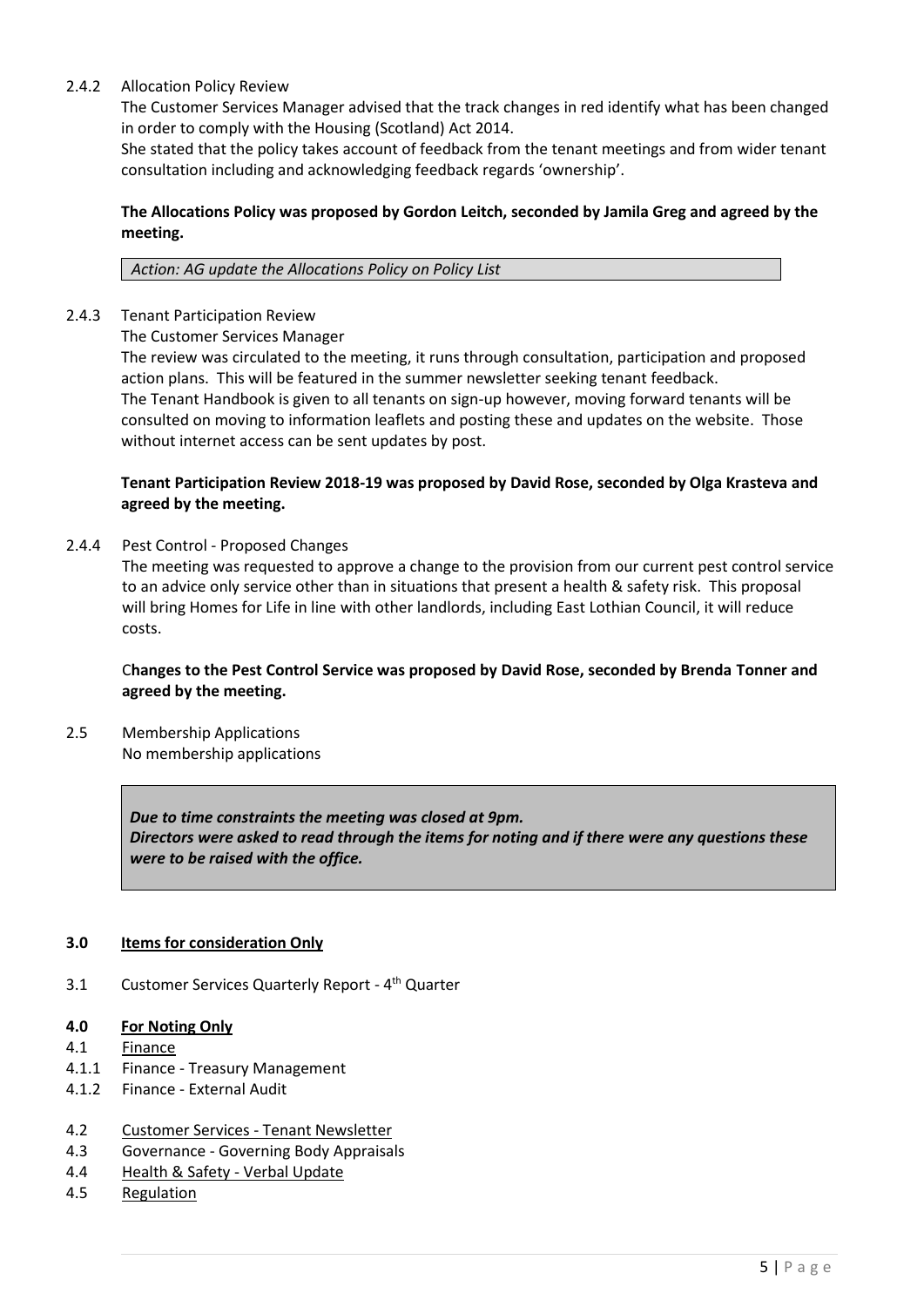2.4.2 Allocation Policy Review

The Customer Services Manager advised that the track changes in red identify what has been changed in order to comply with the Housing (Scotland) Act 2014.

She stated that the policy takes account of feedback from the tenant meetings and from wider tenant consultation including and acknowledging feedback regards 'ownership'.

**The Allocations Policy was proposed by Gordon Leitch, seconded by Jamila Greg and agreed by the meeting.**

*Action: AG update the Allocations Policy on Policy List*

2.4.3 Tenant Participation Review

The Customer Services Manager

The review was circulated to the meeting, it runs through consultation, participation and proposed action plans. This will be featured in the summer newsletter seeking tenant feedback.

The Tenant Handbook is given to all tenants on sign-up however, moving forward tenants will be consulted on moving to information leaflets and posting these and updates on the website. Those without internet access can be sent updates by post.

**Tenant Participation Review 2018-19 was proposed by David Rose, seconded by Olga Krasteva and agreed by the meeting.**

2.4.4 Pest Control - Proposed Changes

The meeting was requested to approve a change to the provision from our current pest control service to an advice only service other than in situations that present a health & safety risk. This proposal will bring Homes for Life in line with other landlords, including East Lothian Council, it will reduce costs.

C**hanges to the Pest Control Service was proposed by David Rose, seconded by Brenda Tonner and agreed by the meeting.**

2.5 Membership Applications

No membership applications

***Due to time constraints the meeting was closed at 9pm.***
***Directors were asked to read through the items for noting and if there were any questions these were to be raised with the office.***

**3.0 Items for consideration Only**

3.1 Customer Services Quarterly Report - 4th Quarter

**4.0 For Noting Only**

4.1 Finance

4.1.1 Finance - Treasury Management

4.1.2 Finance - External Audit

4.2 Customer Services - Tenant Newsletter

4.3 Governance - Governing Body Appraisals

4.4 Health & Safety - Verbal Update

4.5 Regulation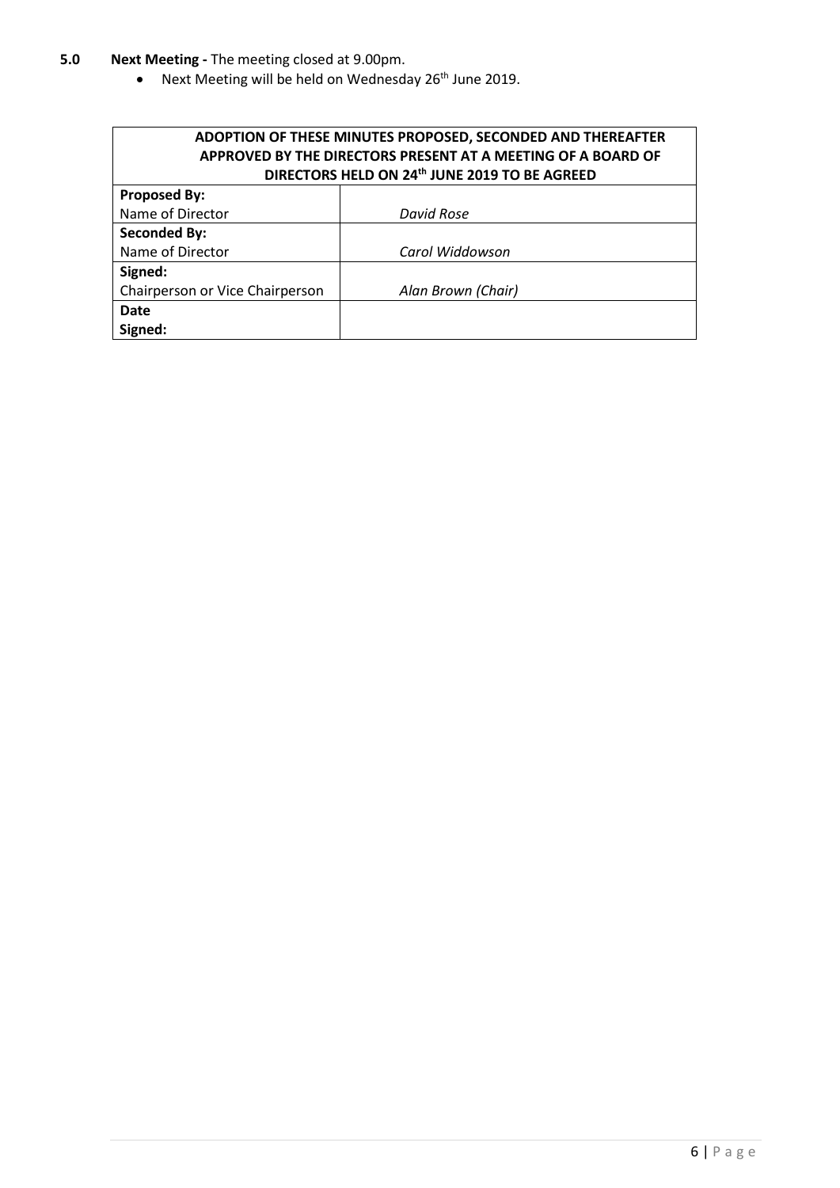**5.0 Next Meeting -** The meeting closed at 9.00pm.

- Next Meeting will be held on Wednesday 26th June 2019.

| ADOPTION OF THESE MINUTES PROPOSED, SECONDED AND THEREAFTER APPROVED BY THE DIRECTORS PRESENT AT A MEETING OF A BOARD OF DIRECTORS HELD ON 24th JUNE 2019 TO BE AGREED | |
|---|---|
| **Proposed By:** Name of Director | *David Rose* |
| **Seconded By:** Name of Director | *Carol Widdowson* |
| **Signed:** Chairperson or Vice Chairperson | *Alan Brown (Chair)* |
| **Date Signed:** | |